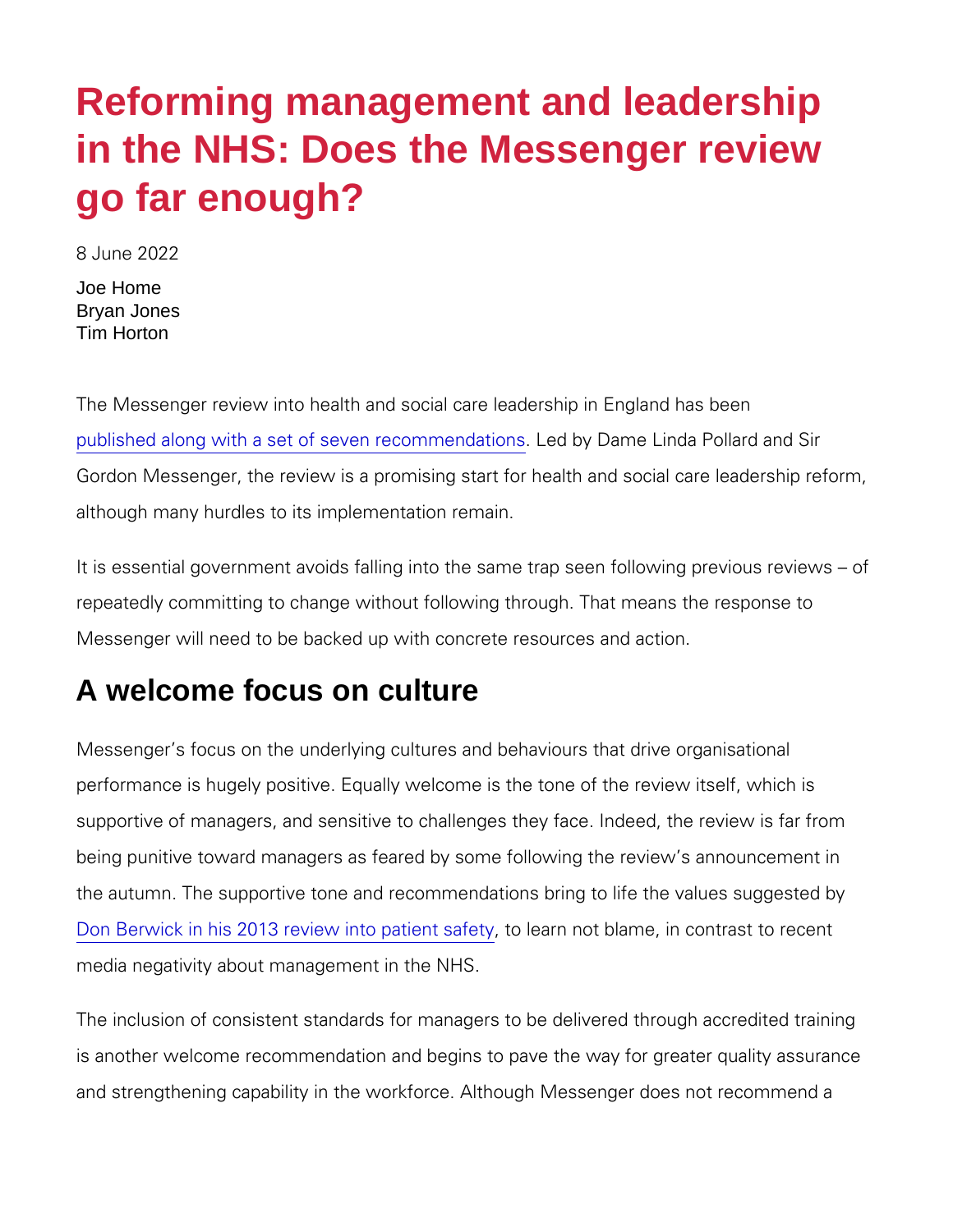# Reforming management and leadership in the NHS: Does the Messenger review go far enough?

8 June 2022

Joe Home
Bryan Jones
Tim Horton

The Messenger review into health and social care leadership in England has been published along with a set of seven recommendations. Led by Dame Linda Pollard and Sir Gordon Messenger, the review is a promising start for health and social care leadership reform, although many hurdles to its implementation remain.

It is essential government avoids falling into the same trap seen following previous reviews – of repeatedly committing to change without following through. That means the response to Messenger will need to be backed up with concrete resources and action.

## A welcome focus on culture

Messenger's focus on the underlying cultures and behaviours that drive organisational performance is hugely positive. Equally welcome is the tone of the review itself, which is supportive of managers, and sensitive to challenges they face. Indeed, the review is far from being punitive toward managers as feared by some following the review's announcement in the autumn. The supportive tone and recommendations bring to life the values suggested by Don Berwick in his 2013 review into patient safety, to learn not blame, in contrast to recent media negativity about management in the NHS.

The inclusion of consistent standards for managers to be delivered through accredited training is another welcome recommendation and begins to pave the way for greater quality assurance and strengthening capability in the workforce. Although Messenger does not recommend a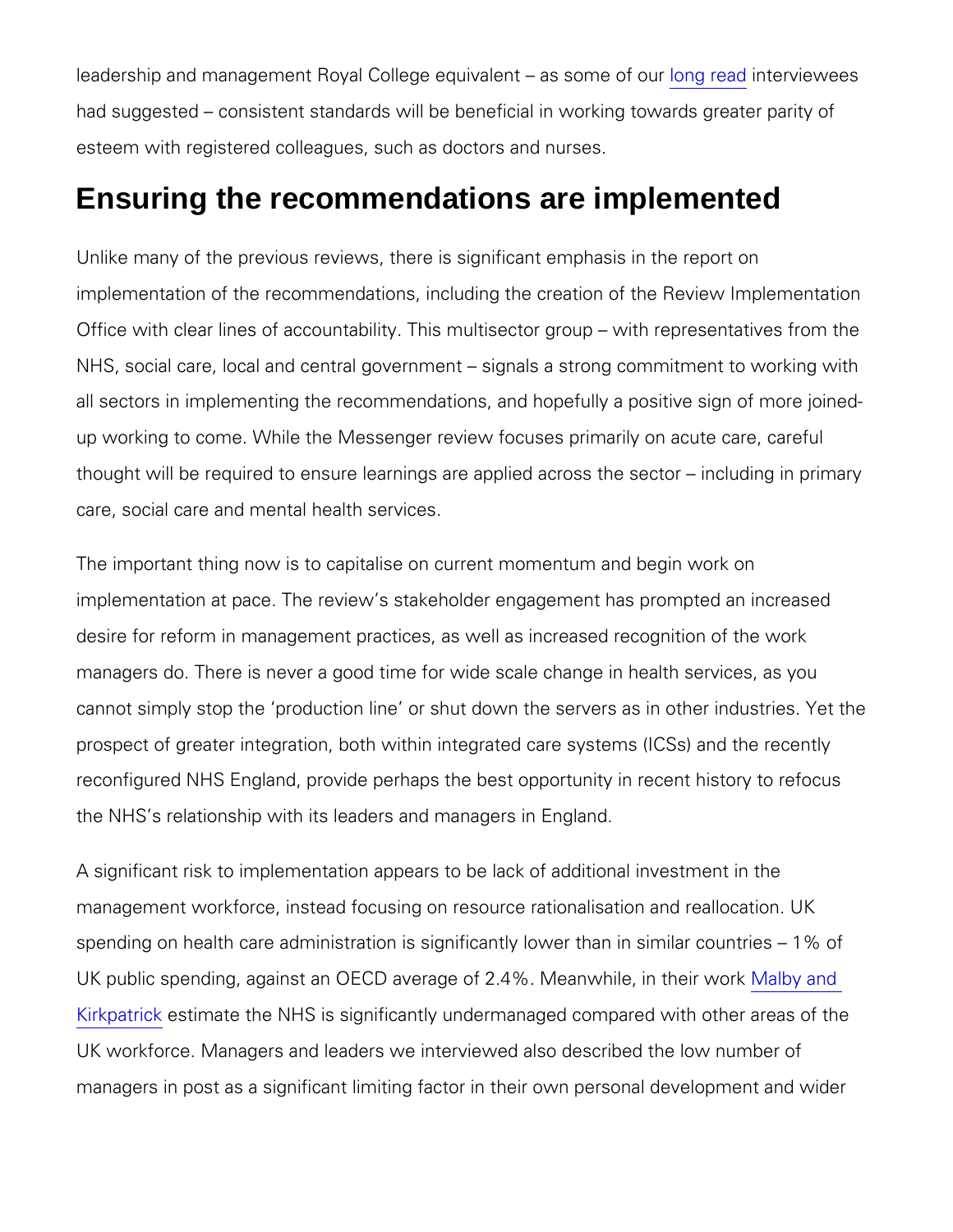leadership and management Royal College equivalent – as some of our long read interviewees had suggested – consistent standards will be beneficial in working towards greater parity of esteem with registered colleagues, such as doctors and nurses.

## Ensuring the recommendations are implemented

Unlike many of the previous reviews, there is significant emphasis in the report on implementation of the recommendations, including the creation of the Review Implementation Office with clear lines of accountability. This multisector group – with representatives from the NHS, social care, local and central government – signals a strong commitment to working with all sectors in implementing the recommendations, and hopefully a positive sign of more joined-up working to come. While the Messenger review focuses primarily on acute care, careful thought will be required to ensure learnings are applied across the sector – including in primary care, social care and mental health services.

The important thing now is to capitalise on current momentum and begin work on implementation at pace. The review's stakeholder engagement has prompted an increased desire for reform in management practices, as well as increased recognition of the work managers do. There is never a good time for wide scale change in health services, as you cannot simply stop the 'production line' or shut down the servers as in other industries. Yet the prospect of greater integration, both within integrated care systems (ICSs) and the recently reconfigured NHS England, provide perhaps the best opportunity in recent history to refocus the NHS's relationship with its leaders and managers in England.

A significant risk to implementation appears to be lack of additional investment in the management workforce, instead focusing on resource rationalisation and reallocation. UK spending on health care administration is significantly lower than in similar countries – 1% of UK public spending, against an OECD average of 2.4%. Meanwhile, in their work Malby and Kirkpatrick estimate the NHS is significantly undermanaged compared with other areas of the UK workforce. Managers and leaders we interviewed also described the low number of managers in post as a significant limiting factor in their own personal development and wider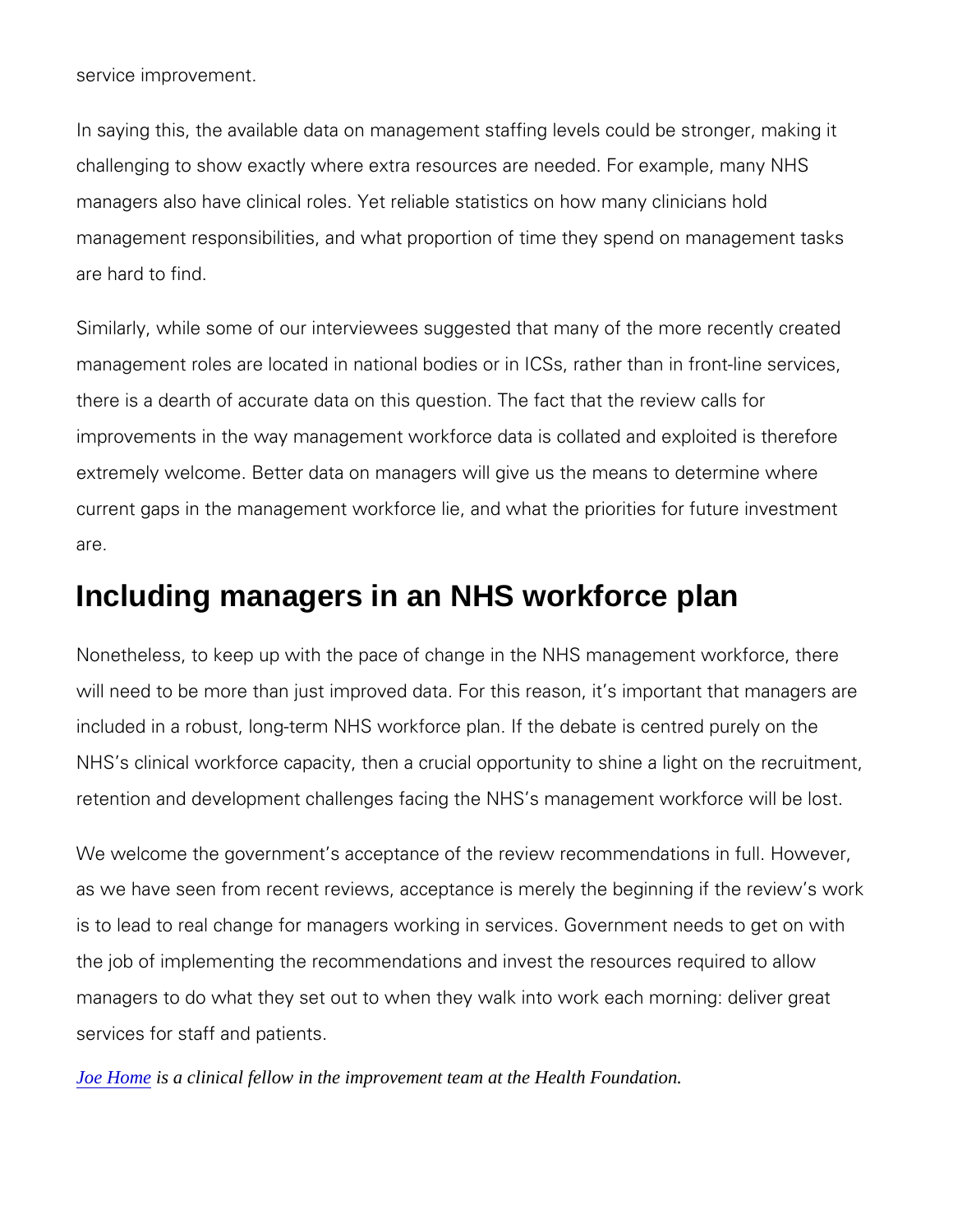service improvement.

In saying this, the available data on management staffing levels could be stronger, making it challenging to show exactly where extra resources are needed. For example, many NHS managers also have clinical roles. Yet reliable statistics on how many clinicians hold management responsibilities, and what proportion of time they spend on management tasks are hard to find.

Similarly, while some of our interviewees suggested that many of the more recently created management roles are located in national bodies or in ICSs, rather than in front-line services, there is a dearth of accurate data on this question. The fact that the review calls for improvements in the way management workforce data is collated and exploited is therefore extremely welcome. Better data on managers will give us the means to determine where current gaps in the management workforce lie, and what the priorities for future investment are.

## Including managers in an NHS workforce plan

Nonetheless, to keep up with the pace of change in the NHS management workforce, there will need to be more than just improved data. For this reason, it's important that managers are included in a robust, long-term NHS workforce plan. If the debate is centred purely on the NHS's clinical workforce capacity, then a crucial opportunity to shine a light on the recruitment, retention and development challenges facing the NHS's management workforce will be lost.

We welcome the government's acceptance of the review recommendations in full. However, as we have seen from recent reviews, acceptance is merely the beginning if the review's work is to lead to real change for managers working in services. Government needs to get on with the job of implementing the recommendations and invest the resources required to allow managers to do what they set out to when they walk into work each morning: deliver great services for staff and patients.

*Joe Home is a clinical fellow in the improvement team at the Health Foundation.*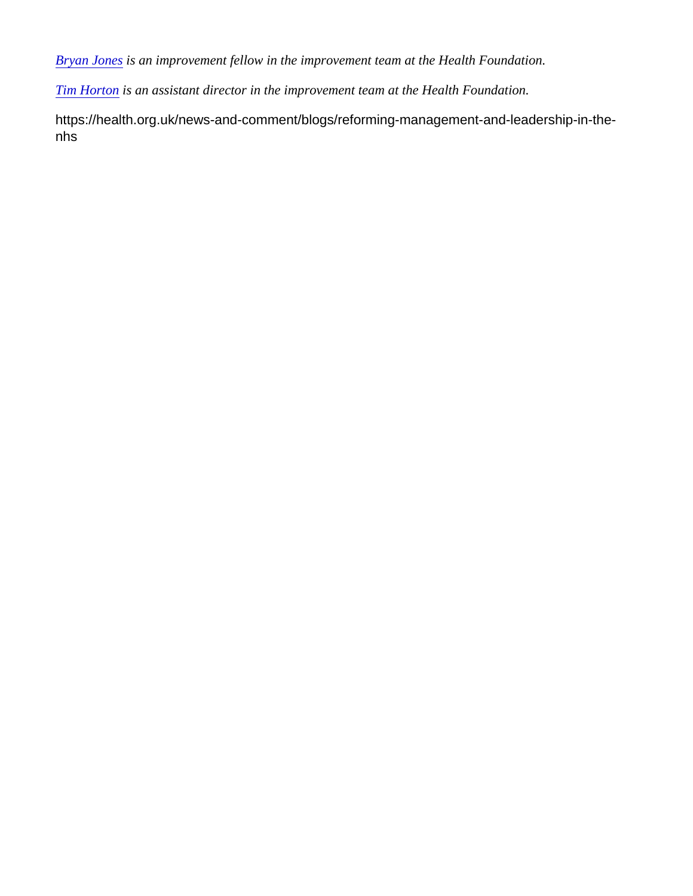*[Bryan Jones](#) is an improvement fellow in the improvement team at the Health Foundation.*

*[Tim Horton](#) is an assistant director in the improvement team at the Health Foundation.*

https://health.org.uk/news-and-comment/blogs/reforming-management-and-leadership-in-the-nhs